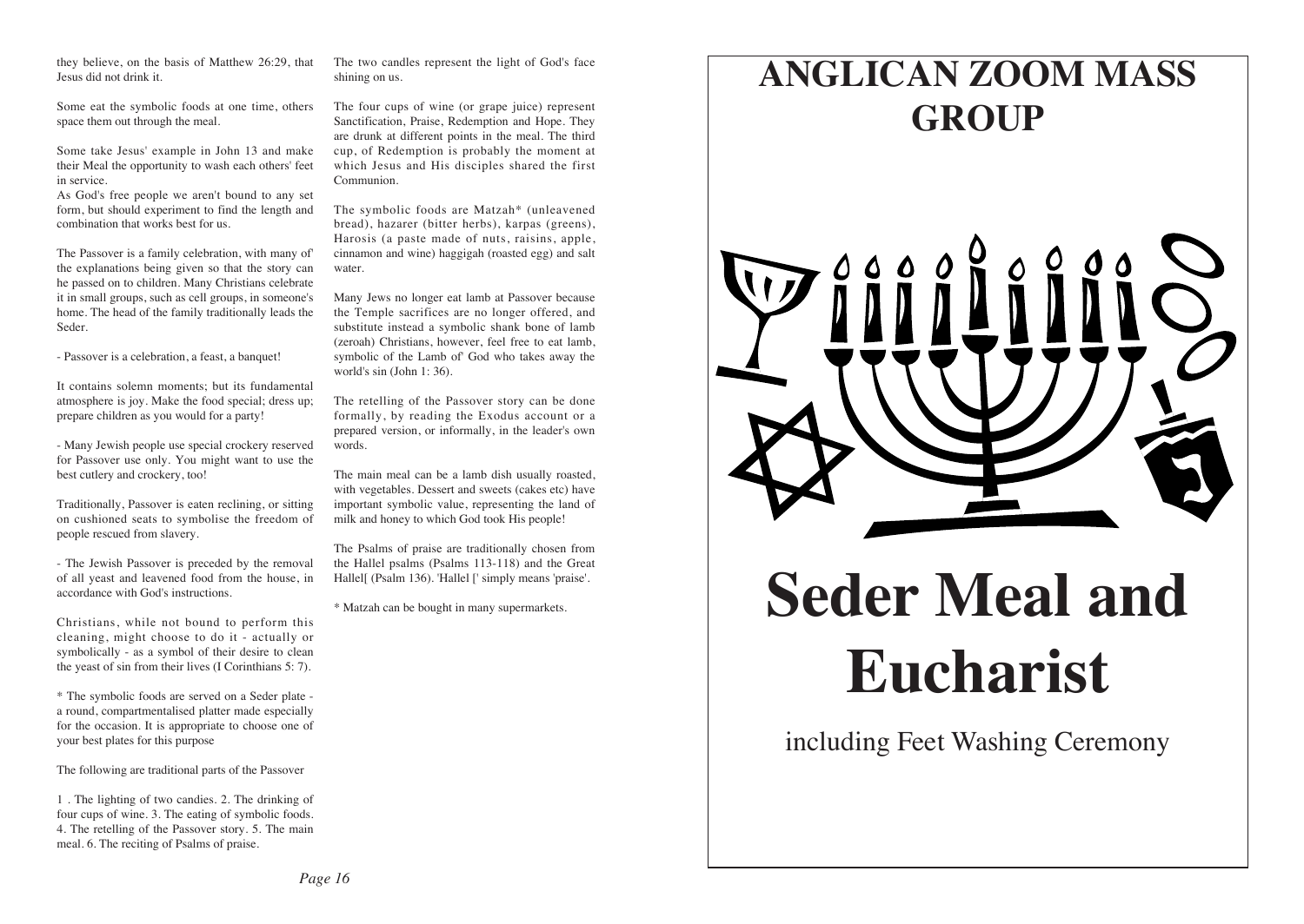they believe, on the basis of Matthew 26:29, that Jesus did not drink it.

Some eat the symbolic foods at one time, others space them out through the meal.

Some take Jesus' example in John 13 and make their Meal the opportunity to wash each others' feet in service.
As God's free people we aren't bound to any set form, but should experiment to find the length and combination that works best for us.

The Passover is a family celebration, with many of' the explanations being given so that the story can he passed on to children. Many Christians celebrate it in small groups, such as cell groups, in someone's home. The head of the family traditionally leads the Seder.

- Passover is a celebration, a feast, a banquet!

It contains solemn moments; but its fundamental atmosphere is joy. Make the food special; dress up; prepare children as you would for a party!

- Many Jewish people use special crockery reserved for Passover use only. You might want to use the best cutlery and crockery, too!

Traditionally, Passover is eaten reclining, or sitting on cushioned seats to symbolise the freedom of people rescued from slavery.

- The Jewish Passover is preceded by the removal of all yeast and leavened food from the house, in accordance with God's instructions.

Christians, while not bound to perform this cleaning, might choose to do it - actually or symbolically - as a symbol of their desire to clean the yeast of sin from their lives (I Corinthians 5: 7).

* The symbolic foods are served on a Seder plate - a round, compartmentalised platter made especially for the occasion. It is appropriate to choose one of your best plates for this purpose

The following are traditional parts of the Passover

1 . The lighting of two candies. 2. The drinking of four cups of wine. 3. The eating of symbolic foods. 4. The retelling of the Passover story. 5. The main meal. 6. The reciting of Psalms of praise.

The two candles represent the light of God's face shining on us.

The four cups of wine (or grape juice) represent Sanctification, Praise, Redemption and Hope. They are drunk at different points in the meal. The third cup, of Redemption is probably the moment at which Jesus and His disciples shared the first Communion.

The symbolic foods are Matzah* (unleavened bread), hazarer (bitter herbs), karpas (greens), Harosis (a paste made of nuts, raisins, apple, cinnamon and wine) haggigah (roasted egg) and salt water.

Many Jews no longer eat lamb at Passover because the Temple sacrifices are no longer offered, and substitute instead a symbolic shank bone of lamb (zeroah) Christians, however, feel free to eat lamb, symbolic of the Lamb of' God who takes away the world's sin (John 1: 36).

The retelling of the Passover story can be done formally, by reading the Exodus account or a prepared version, or informally, in the leader's own words.

The main meal can be a lamb dish usually roasted, with vegetables. Dessert and sweets (cakes etc) have important symbolic value, representing the land of milk and honey to which God took His people!

The Psalms of praise are traditionally chosen from the Hallel psalms (Psalms 113-118) and the Great Hallel[ (Psalm 136). 'Hallel [' simply means 'praise'.

* Matzah can be bought in many supermarkets.

# ANGLICAN ZOOM MASS GROUP

# Seder Meal and Eucharist

including Feet Washing Ceremony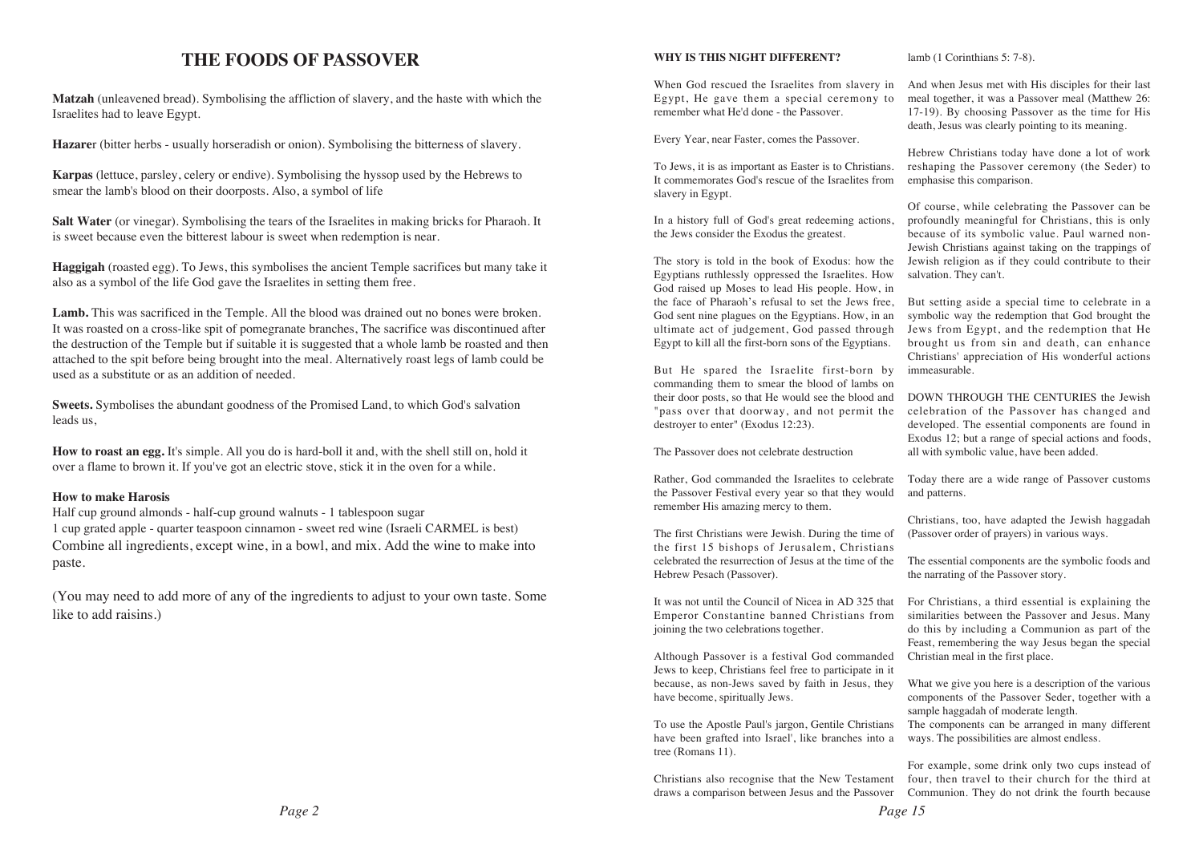# THE FOODS OF PASSOVER

**Matzah** (unleavened bread). Symbolising the affliction of slavery, and the haste with which the Israelites had to leave Egypt.

**Hazare**r (bitter herbs - usually horseradish or onion). Symbolising the bitterness of slavery.

**Karpas** (lettuce, parsley, celery or endive). Symbolising the hyssop used by the Hebrews to smear the lamb's blood on their doorposts. Also, a symbol of life

**Salt Water** (or vinegar). Symbolising the tears of the Israelites in making bricks for Pharaoh. It is sweet because even the bitterest labour is sweet when redemption is near.

**Haggigah** (roasted egg). To Jews, this symbolises the ancient Temple sacrifices but many take it also as a symbol of the life God gave the Israelites in setting them free.

**Lamb.** This was sacrificed in the Temple. All the blood was drained out no bones were broken. It was roasted on a cross-like spit of pomegranate branches, The sacrifice was discontinued after the destruction of the Temple but if suitable it is suggested that a whole lamb be roasted and then attached to the spit before being brought into the meal. Alternatively roast legs of lamb could be used as a substitute or as an addition of needed.

**Sweets.** Symbolises the abundant goodness of the Promised Land, to which God's salvation leads us,

**How to roast an egg.** It's simple. All you do is hard-boll it and, with the shell still on, hold it over a flame to brown it. If you've got an electric stove, stick it in the oven for a while.

**How to make Harosis**

Half cup ground almonds - half-cup ground walnuts - 1 tablespoon sugar
1 cup grated apple - quarter teaspoon cinnamon - sweet red wine (Israeli CARMEL is best)
Combine all ingredients, except wine, in a bowl, and mix. Add the wine to make into paste.

(You may need to add more of any of the ingredients to adjust to your own taste. Some like to add raisins.)

**WHY IS THIS NIGHT DIFFERENT?**

When God rescued the Israelites from slavery in Egypt, He gave them a special ceremony to remember what He'd done - the Passover.

Every Year, near Faster, comes the Passover.

To Jews, it is as important as Easter is to Christians. It commemorates God's rescue of the Israelites from slavery in Egypt.

In a history full of God's great redeeming actions, the Jews consider the Exodus the greatest.

The story is told in the book of Exodus: how the Egyptians ruthlessly oppressed the Israelites. How God raised up Moses to lead His people. How, in the face of Pharaoh's refusal to set the Jews free, God sent nine plagues on the Egyptians. How, in an ultimate act of judgement, God passed through Egypt to kill all the first-born sons of the Egyptians.

But He spared the Israelite first-born by commanding them to smear the blood of lambs on their door posts, so that He would see the blood and "pass over that doorway, and not permit the destroyer to enter" (Exodus 12:23).

The Passover does not celebrate destruction

Rather, God commanded the Israelites to celebrate the Passover Festival every year so that they would remember His amazing mercy to them.

The first Christians were Jewish. During the time of the first 15 bishops of Jerusalem, Christians celebrated the resurrection of Jesus at the time of the Hebrew Pesach (Passover).

It was not until the Council of Nicea in AD 325 that Emperor Constantine banned Christians from joining the two celebrations together.

Although Passover is a festival God commanded Jews to keep, Christians feel free to participate in it because, as non-Jews saved by faith in Jesus, they have become, spiritually Jews.

To use the Apostle Paul's jargon, Gentile Christians have been grafted into Israel', like branches into a tree (Romans 11).

Christians also recognise that the New Testament draws a comparison between Jesus and the Passover lamb (1 Corinthians 5: 7-8).

And when Jesus met with His disciples for their last meal together, it was a Passover meal (Matthew 26: 17-19). By choosing Passover as the time for His death, Jesus was clearly pointing to its meaning.

Hebrew Christians today have done a lot of work reshaping the Passover ceremony (the Seder) to emphasise this comparison.

Of course, while celebrating the Passover can be profoundly meaningful for Christians, this is only because of its symbolic value. Paul warned non-Jewish Christians against taking on the trappings of Jewish religion as if they could contribute to their salvation. They can't.

But setting aside a special time to celebrate in a symbolic way the redemption that God brought the Jews from Egypt, and the redemption that He brought us from sin and death, can enhance Christians' appreciation of His wonderful actions immeasurable.

DOWN THROUGH THE CENTURIES the Jewish celebration of the Passover has changed and developed. The essential components are found in Exodus 12; but a range of special actions and foods, all with symbolic value, have been added.

Today there are a wide range of Passover customs and patterns.

Christians, too, have adapted the Jewish haggadah (Passover order of prayers) in various ways.

The essential components are the symbolic foods and the narrating of the Passover story.

For Christians, a third essential is explaining the similarities between the Passover and Jesus. Many do this by including a Communion as part of the Feast, remembering the way Jesus began the special Christian meal in the first place.

What we give you here is a description of the various components of the Passover Seder, together with a sample haggadah of moderate length.
The components can be arranged in many different ways. The possibilities are almost endless.

For example, some drink only two cups instead of four, then travel to their church for the third at Communion. They do not drink the fourth because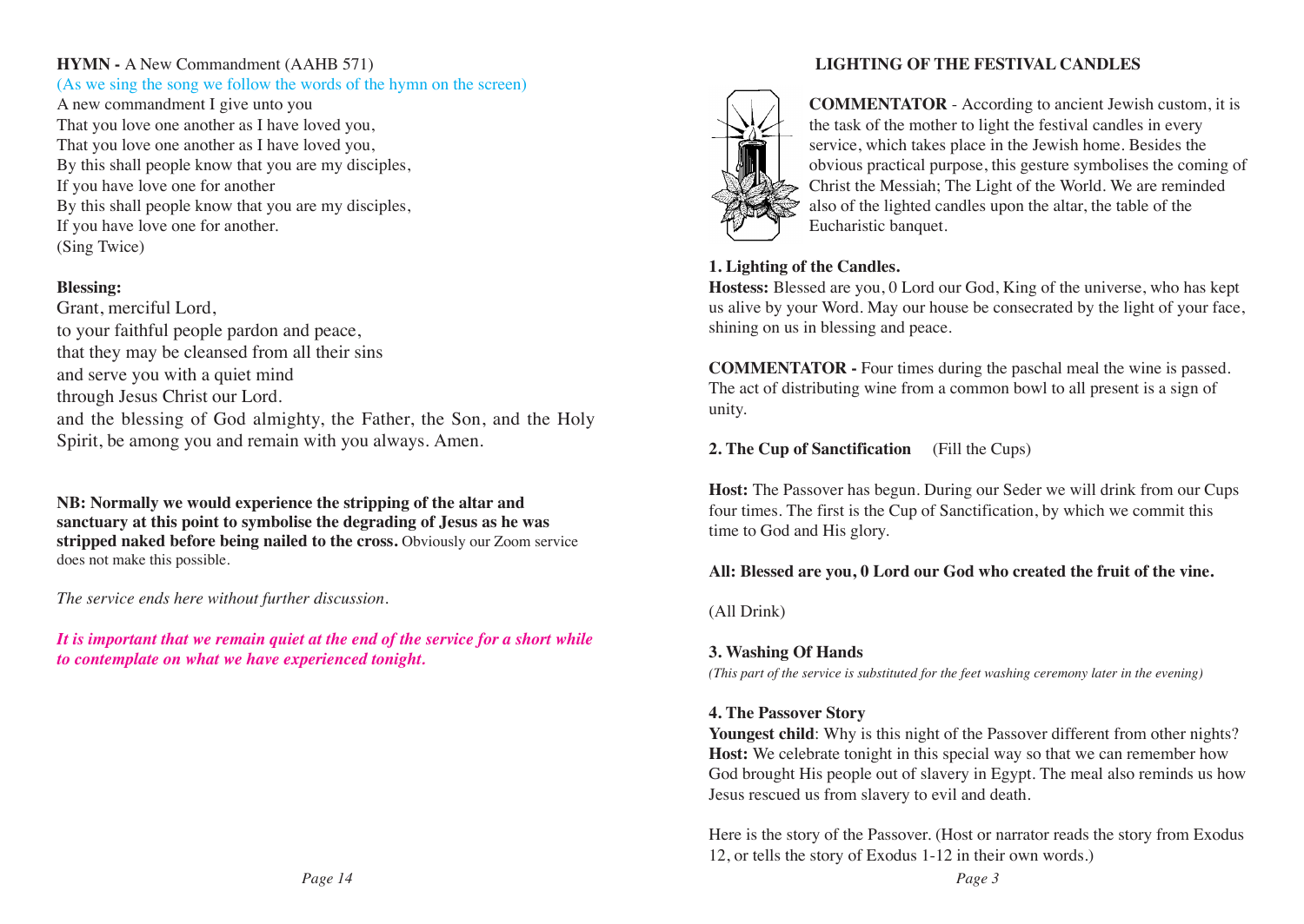**HYMN -** A New Commandment (AAHB 571)
(As we sing the song we follow the words of the hymn on the screen)
A new commandment I give unto you
That you love one another as I have loved you,
That you love one another as I have loved you,
By this shall people know that you are my disciples,
If you have love one for another
By this shall people know that you are my disciples,
If you have love one for another.
(Sing Twice)

**Blessing:**
Grant, merciful Lord,
to your faithful people pardon and peace,
that they may be cleansed from all their sins
and serve you with a quiet mind
through Jesus Christ our Lord.
and the blessing of God almighty, the Father, the Son, and the Holy Spirit, be among you and remain with you always. Amen.

**NB: Normally we would experience the stripping of the altar and sanctuary at this point to symbolise the degrading of Jesus as he was stripped naked before being nailed to the cross.** Obviously our Zoom service does not make this possible.

*The service ends here without further discussion.*

***It is important that we remain quiet at the end of the service for a short while to contemplate on what we have experienced tonight.***

## LIGHTING OF THE FESTIVAL CANDLES

**COMMENTATOR** - According to ancient Jewish custom, it is the task of the mother to light the festival candles in every service, which takes place in the Jewish home. Besides the obvious practical purpose, this gesture symbolises the coming of Christ the Messiah; The Light of the World. We are reminded also of the lighted candles upon the altar, the table of the Eucharistic banquet.

**1. Lighting of the Candles.**
**Hostess:** Blessed are you, 0 Lord our God, King of the universe, who has kept us alive by your Word. May our house be consecrated by the light of your face, shining on us in blessing and peace.

**COMMENTATOR -** Four times during the paschal meal the wine is passed. The act of distributing wine from a common bowl to all present is a sign of unity.

**2. The Cup of Sanctification** (Fill the Cups)

**Host:** The Passover has begun. During our Seder we will drink from our Cups four times. The first is the Cup of Sanctification, by which we commit this time to God and His glory.

**All: Blessed are you, 0 Lord our God who created the fruit of the vine.**

(All Drink)

**3. Washing Of Hands**
*(This part of the service is substituted for the feet washing ceremony later in the evening)*

**4. The Passover Story**
**Youngest child**: Why is this night of the Passover different from other nights?
**Host:** We celebrate tonight in this special way so that we can remember how God brought His people out of slavery in Egypt. The meal also reminds us how Jesus rescued us from slavery to evil and death.

Here is the story of the Passover. (Host or narrator reads the story from Exodus 12, or tells the story of Exodus 1-12 in their own words.)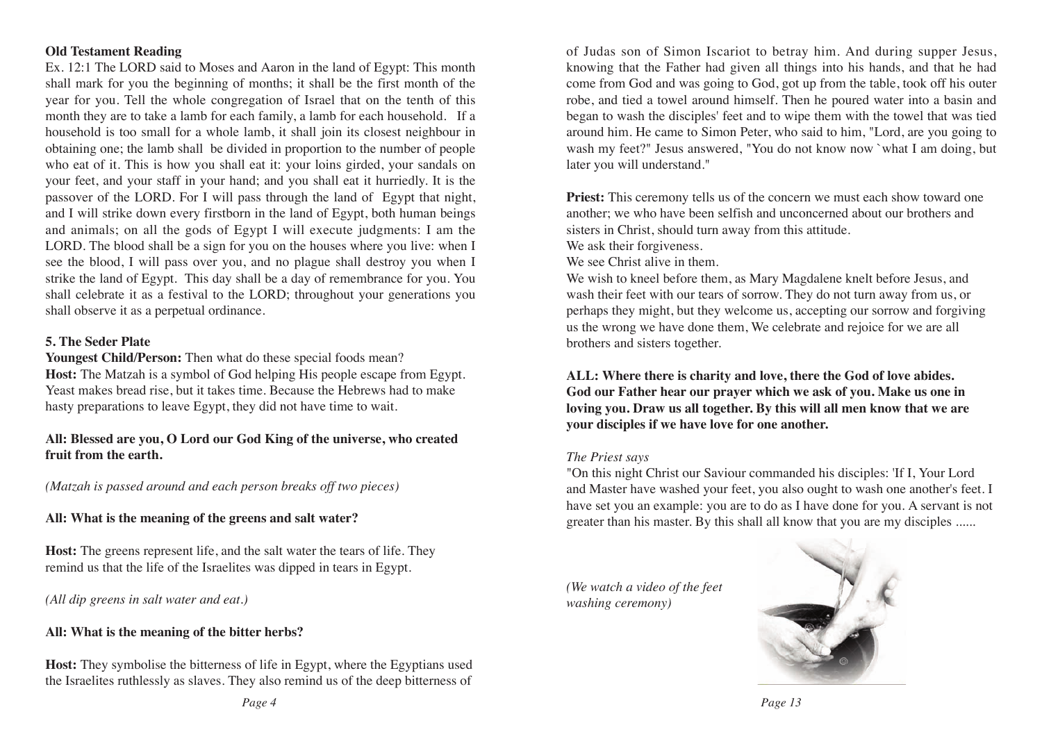**Old Testament Reading**

Ex. 12:1 The LORD said to Moses and Aaron in the land of Egypt: This month shall mark for you the beginning of months; it shall be the first month of the year for you. Tell the whole congregation of Israel that on the tenth of this month they are to take a lamb for each family, a lamb for each household. If a household is too small for a whole lamb, it shall join its closest neighbour in obtaining one; the lamb shall be divided in proportion to the number of people who eat of it. This is how you shall eat it: your loins girded, your sandals on your feet, and your staff in your hand; and you shall eat it hurriedly. It is the passover of the LORD. For I will pass through the land of Egypt that night, and I will strike down every firstborn in the land of Egypt, both human beings and animals; on all the gods of Egypt I will execute judgments: I am the LORD. The blood shall be a sign for you on the houses where you live: when I see the blood, I will pass over you, and no plague shall destroy you when I strike the land of Egypt. This day shall be a day of remembrance for you. You shall celebrate it as a festival to the LORD; throughout your generations you shall observe it as a perpetual ordinance.

**5. The Seder Plate**

**Youngest Child/Person:** Then what do these special foods mean?

**Host:** The Matzah is a symbol of God helping His people escape from Egypt. Yeast makes bread rise, but it takes time. Because the Hebrews had to make hasty preparations to leave Egypt, they did not have time to wait.

**All: Blessed are you, O Lord our God King of the universe, who created fruit from the earth.**

*(Matzah is passed around and each person breaks off two pieces)*

**All: What is the meaning of the greens and salt water?**

**Host:** The greens represent life, and the salt water the tears of life. They remind us that the life of the Israelites was dipped in tears in Egypt.

*(All dip greens in salt water and eat.)*

**All: What is the meaning of the bitter herbs?**

**Host:** They symbolise the bitterness of life in Egypt, where the Egyptians used the Israelites ruthlessly as slaves. They also remind us of the deep bitterness of

of Judas son of Simon Iscariot to betray him. And during supper Jesus, knowing that the Father had given all things into his hands, and that he had come from God and was going to God, got up from the table, took off his outer robe, and tied a towel around himself. Then he poured water into a basin and began to wash the disciples' feet and to wipe them with the towel that was tied around him. He came to Simon Peter, who said to him, "Lord, are you going to wash my feet?" Jesus answered, "You do not know now `what I am doing, but later you will understand."

**Priest:** This ceremony tells us of the concern we must each show toward one another; we who have been selfish and unconcerned about our brothers and sisters in Christ, should turn away from this attitude.
We ask their forgiveness.
We see Christ alive in them.
We wish to kneel before them, as Mary Magdalene knelt before Jesus, and wash their feet with our tears of sorrow. They do not turn away from us, or perhaps they might, but they welcome us, accepting our sorrow and forgiving us the wrong we have done them, We celebrate and rejoice for we are all brothers and sisters together.

**ALL: Where there is charity and love, there the God of love abides. God our Father hear our prayer which we ask of you. Make us one in loving you. Draw us all together. By this will all men know that we are your disciples if we have love for one another.**

*The Priest says*

"On this night Christ our Saviour commanded his disciples: 'If I, Your Lord and Master have washed your feet, you also ought to wash one another's feet. I have set you an example: you are to do as I have done for you. A servant is not greater than his master. By this shall all know that you are my disciples ......

*(We watch a video of the feet washing ceremony)*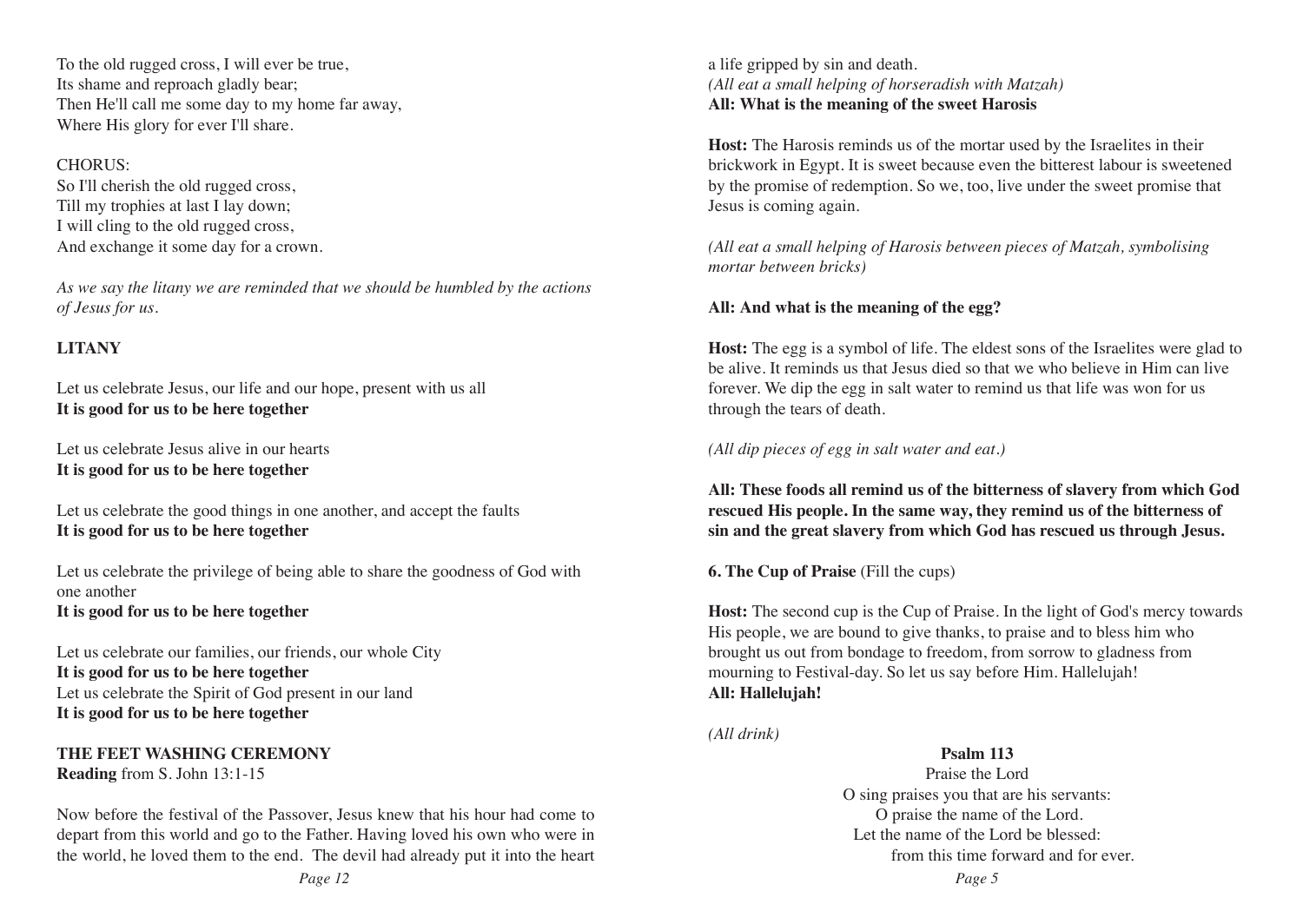To the old rugged cross, I will ever be true,
Its shame and reproach gladly bear;
Then He'll call me some day to my home far away,
Where His glory for ever I'll share.

CHORUS:
So I'll cherish the old rugged cross,
Till my trophies at last I lay down;
I will cling to the old rugged cross,
And exchange it some day for a crown.

*As we say the litany we are reminded that we should be humbled by the actions of Jesus for us.*

**LITANY**

Let us celebrate Jesus, our life and our hope, present with us all
**It is good for us to be here together**

Let us celebrate Jesus alive in our hearts
**It is good for us to be here together**

Let us celebrate the good things in one another, and accept the faults
**It is good for us to be here together**

Let us celebrate the privilege of being able to share the goodness of God with one another
**It is good for us to be here together**

Let us celebrate our families, our friends, our whole City
**It is good for us to be here together**
Let us celebrate the Spirit of God present in our land
**It is good for us to be here together**

**THE FEET WASHING CEREMONY**
**Reading** from S. John 13:1-15

Now before the festival of the Passover, Jesus knew that his hour had come to depart from this world and go to the Father. Having loved his own who were in the world, he loved them to the end. The devil had already put it into the heart

a life gripped by sin and death.
*(All eat a small helping of horseradish with Matzah)*
**All: What is the meaning of the sweet Harosis**

**Host:** The Harosis reminds us of the mortar used by the Israelites in their brickwork in Egypt. It is sweet because even the bitterest labour is sweetened by the promise of redemption. So we, too, live under the sweet promise that Jesus is coming again.

*(All eat a small helping of Harosis between pieces of Matzah, symbolising mortar between bricks)*

**All: And what is the meaning of the egg?**

**Host:** The egg is a symbol of life. The eldest sons of the Israelites were glad to be alive. It reminds us that Jesus died so that we who believe in Him can live forever. We dip the egg in salt water to remind us that life was won for us through the tears of death.

*(All dip pieces of egg in salt water and eat.)*

**All: These foods all remind us of the bitterness of slavery from which God rescued His people. In the same way, they remind us of the bitterness of sin and the great slavery from which God has rescued us through Jesus.**

**6. The Cup of Praise** (Fill the cups)

**Host:** The second cup is the Cup of Praise. In the light of God's mercy towards His people, we are bound to give thanks, to praise and to bless him who brought us out from bondage to freedom, from sorrow to gladness from mourning to Festival-day. So let us say before Him. Hallelujah!
**All: Hallelujah!**

*(All drink)*

**Psalm 113**

Praise the Lord
O sing praises you that are his servants:
O praise the name of the Lord.
Let the name of the Lord be blessed:
from this time forward and for ever.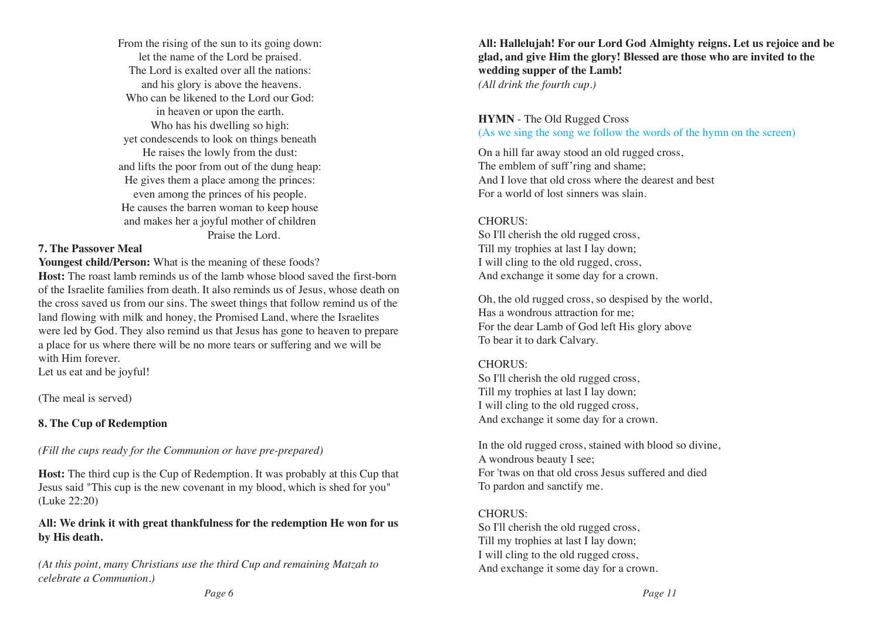From the rising of the sun to its going down:
let the name of the Lord be praised.
The Lord is exalted over all the nations:
and his glory is above the heavens.
Who can be likened to the Lord our God:
in heaven or upon the earth.
Who has his dwelling so high:
yet condescends to look on things beneath
He raises the lowly from the dust:
and lifts the poor from out of the dung heap:
He gives them a place among the princes:
even among the princes of his people.
He causes the barren woman to keep house
and makes her a joyful mother of children
Praise the Lord.

**7. The Passover Meal**

**Youngest child/Person:** What is the meaning of these foods?

**Host:** The roast lamb reminds us of the lamb whose blood saved the first-born of the Israelite families from death. It also reminds us of Jesus, whose death on the cross saved us from our sins. The sweet things that follow remind us of the land flowing with milk and honey, the Promised Land, where the Israelites were led by God. They also remind us that Jesus has gone to heaven to prepare a place for us where there will be no more tears or suffering and we will be with Him forever.
Let us eat and be joyful!

(The meal is served)

**8. The Cup of Redemption**

*(Fill the cups ready for the Communion or have pre-prepared)*

**Host:** The third cup is the Cup of Redemption. It was probably at this Cup that Jesus said "This cup is the new covenant in my blood, which is shed for you" (Luke 22:20)

**All: We drink it with great thankfulness for the redemption He won for us by His death.**

*(At this point, many Christians use the third Cup and remaining Matzah to celebrate a Communion.)*

**All: Hallelujah! For our Lord God Almighty reigns. Let us rejoice and be glad, and give Him the glory! Blessed are those who are invited to the wedding supper of the Lamb!**
*(All drink the fourth cup.)*

**HYMN** - The Old Rugged Cross
(As we sing the song we follow the words of the hymn on the screen)

On a hill far away stood an old rugged cross,
The emblem of suff'ring and shame;
And I love that old cross where the dearest and best
For a world of lost sinners was slain.

CHORUS:
So I'll cherish the old rugged cross,
Till my trophies at last I lay down;
I will cling to the old rugged, cross,
And exchange it some day for a crown.

Oh, the old rugged cross, so despised by the world,
Has a wondrous attraction for me;
For the dear Lamb of God left His glory above
To bear it to dark Calvary.

CHORUS:
So I'll cherish the old rugged cross,
Till my trophies at last I lay down;
I will cling to the old rugged cross,
And exchange it some day for a crown.

In the old rugged cross, stained with blood so divine,
A wondrous beauty I see;
For 'twas on that old cross Jesus suffered and died
To pardon and sanctify me.

CHORUS:
So I'll cherish the old rugged cross,
Till my trophies at last I lay down;
I will cling to the old rugged cross,
And exchange it some day for a crown.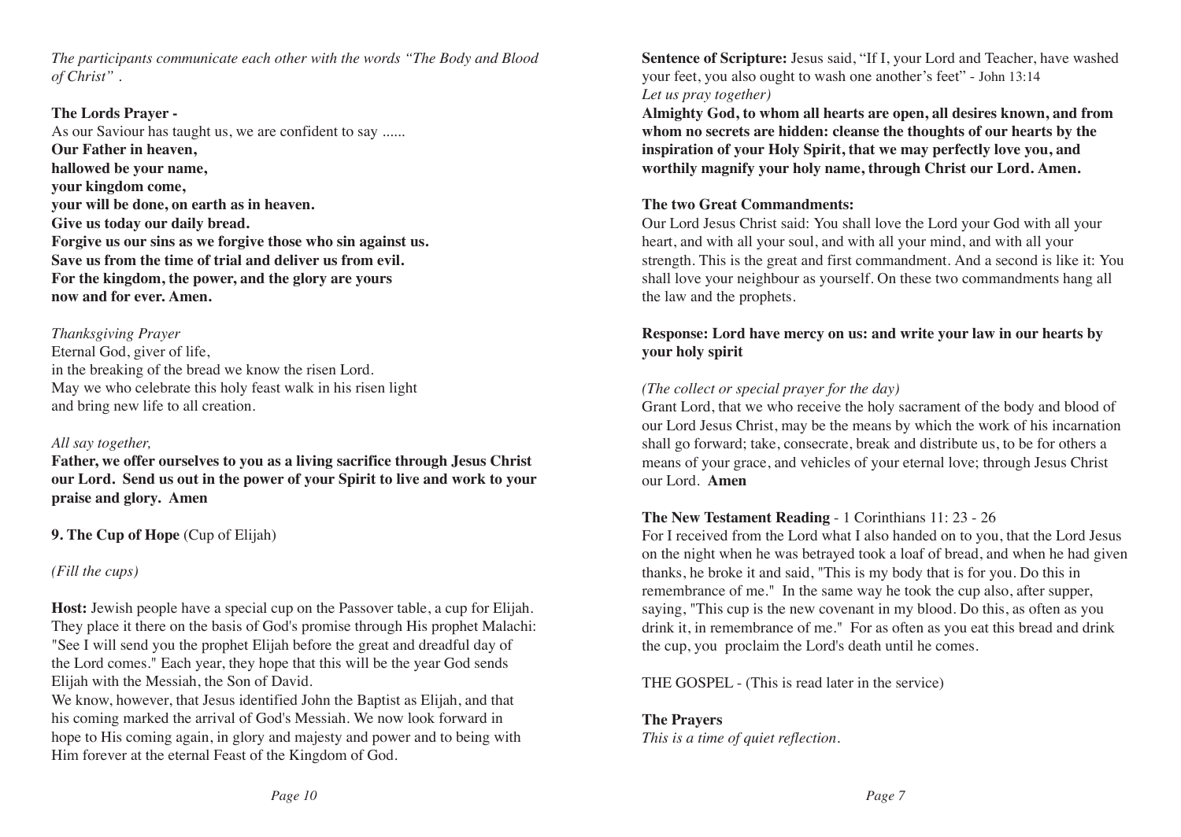*The participants communicate each other with the words "The Body and Blood of Christ" .*

**The Lords Prayer -**

As our Saviour has taught us, we are confident to say ......

**Our Father in heaven,**
**hallowed be your name,**
**your kingdom come,**
**your will be done, on earth as in heaven.**
**Give us today our daily bread.**
**Forgive us our sins as we forgive those who sin against us.**
**Save us from the time of trial and deliver us from evil.**
**For the kingdom, the power, and the glory are yours**
**now and for ever. Amen.**

*Thanksgiving Prayer*

Eternal God, giver of life,
in the breaking of the bread we know the risen Lord.
May we who celebrate this holy feast walk in his risen light
and bring new life to all creation.

*All say together,*

**Father, we offer ourselves to you as a living sacrifice through Jesus Christ our Lord. Send us out in the power of your Spirit to live and work to your praise and glory. Amen**

**9. The Cup of Hope** (Cup of Elijah)

*(Fill the cups)*

**Host:** Jewish people have a special cup on the Passover table, a cup for Elijah. They place it there on the basis of God's promise through His prophet Malachi: "See I will send you the prophet Elijah before the great and dreadful day of the Lord comes." Each year, they hope that this will be the year God sends Elijah with the Messiah, the Son of David.

We know, however, that Jesus identified John the Baptist as Elijah, and that his coming marked the arrival of God's Messiah. We now look forward in hope to His coming again, in glory and majesty and power and to being with Him forever at the eternal Feast of the Kingdom of God.

**Sentence of Scripture:** Jesus said, "If I, your Lord and Teacher, have washed your feet, you also ought to wash one another's feet" - John 13:14

*Let us pray together)*

**Almighty God, to whom all hearts are open, all desires known, and from whom no secrets are hidden: cleanse the thoughts of our hearts by the inspiration of your Holy Spirit, that we may perfectly love you, and worthily magnify your holy name, through Christ our Lord. Amen.**

**The two Great Commandments:**

Our Lord Jesus Christ said: You shall love the Lord your God with all your heart, and with all your soul, and with all your mind, and with all your strength. This is the great and first commandment. And a second is like it: You shall love your neighbour as yourself. On these two commandments hang all the law and the prophets.

**Response: Lord have mercy on us: and write your law in our hearts by your holy spirit**

*(The collect or special prayer for the day)*

Grant Lord, that we who receive the holy sacrament of the body and blood of our Lord Jesus Christ, may be the means by which the work of his incarnation shall go forward; take, consecrate, break and distribute us, to be for others a means of your grace, and vehicles of your eternal love; through Jesus Christ our Lord. **Amen**

**The New Testament Reading** - 1 Corinthians 11: 23 - 26

For I received from the Lord what I also handed on to you, that the Lord Jesus on the night when he was betrayed took a loaf of bread, and when he had given thanks, he broke it and said, "This is my body that is for you. Do this in remembrance of me." In the same way he took the cup also, after supper, saying, "This cup is the new covenant in my blood. Do this, as often as you drink it, in remembrance of me." For as often as you eat this bread and drink the cup, you proclaim the Lord's death until he comes.

THE GOSPEL - (This is read later in the service)

**The Prayers**

*This is a time of quiet reflection.*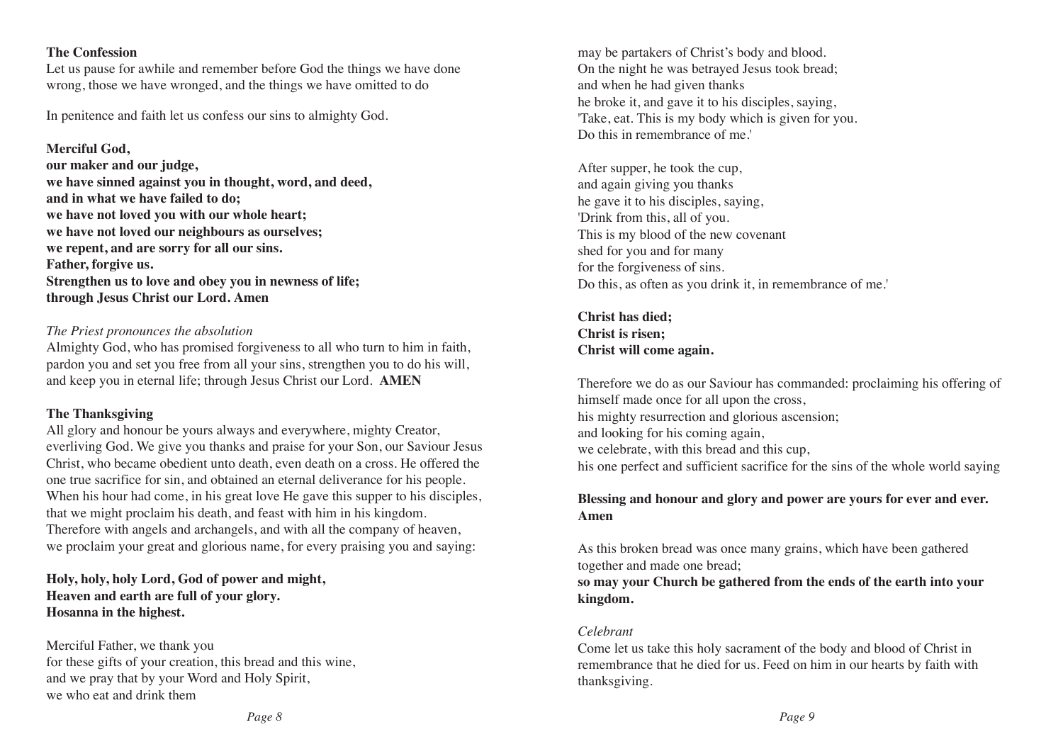### The Confession

Let us pause for awhile and remember before God the things we have done wrong, those we have wronged, and the things we have omitted to do

In penitence and faith let us confess our sins to almighty God.

**Merciful God,**
**our maker and our judge,**
**we have sinned against you in thought, word, and deed,**
**and in what we have failed to do;**
**we have not loved you with our whole heart;**
**we have not loved our neighbours as ourselves;**
**we repent, and are sorry for all our sins.**
**Father, forgive us.**
**Strengthen us to love and obey you in newness of life;**
**through Jesus Christ our Lord. Amen**

*The Priest pronounces the absolution*

Almighty God, who has promised forgiveness to all who turn to him in faith, pardon you and set you free from all your sins, strengthen you to do his will, and keep you in eternal life; through Jesus Christ our Lord. **AMEN**

### The Thanksgiving

All glory and honour be yours always and everywhere, mighty Creator, everliving God. We give you thanks and praise for your Son, our Saviour Jesus Christ, who became obedient unto death, even death on a cross. He offered the one true sacrifice for sin, and obtained an eternal deliverance for his people. When his hour had come, in his great love He gave this supper to his disciples, that we might proclaim his death, and feast with him in his kingdom. Therefore with angels and archangels, and with all the company of heaven, we proclaim your great and glorious name, for every praising you and saying:

**Holy, holy, holy Lord, God of power and might,**
**Heaven and earth are full of your glory.**
**Hosanna in the highest.**

Merciful Father, we thank you
for these gifts of your creation, this bread and this wine,
and we pray that by your Word and Holy Spirit,
we who eat and drink them
may be partakers of Christ's body and blood.
On the night he was betrayed Jesus took bread;
and when he had given thanks
he broke it, and gave it to his disciples, saying,
'Take, eat. This is my body which is given for you.
Do this in remembrance of me.'

After supper, he took the cup,
and again giving you thanks
he gave it to his disciples, saying,
'Drink from this, all of you.
This is my blood of the new covenant
shed for you and for many
for the forgiveness of sins.
Do this, as often as you drink it, in remembrance of me.'

**Christ has died;**
**Christ is risen;**
**Christ will come again.**

Therefore we do as our Saviour has commanded: proclaiming his offering of himself made once for all upon the cross,
his mighty resurrection and glorious ascension;
and looking for his coming again,
we celebrate, with this bread and this cup,
his one perfect and sufficient sacrifice for the sins of the whole world saying

**Blessing and honour and glory and power are yours for ever and ever. Amen**

As this broken bread was once many grains, which have been gathered together and made one bread;
**so may your Church be gathered from the ends of the earth into your kingdom.**

*Celebrant*

Come let us take this holy sacrament of the body and blood of Christ in remembrance that he died for us. Feed on him in our hearts by faith with thanksgiving.